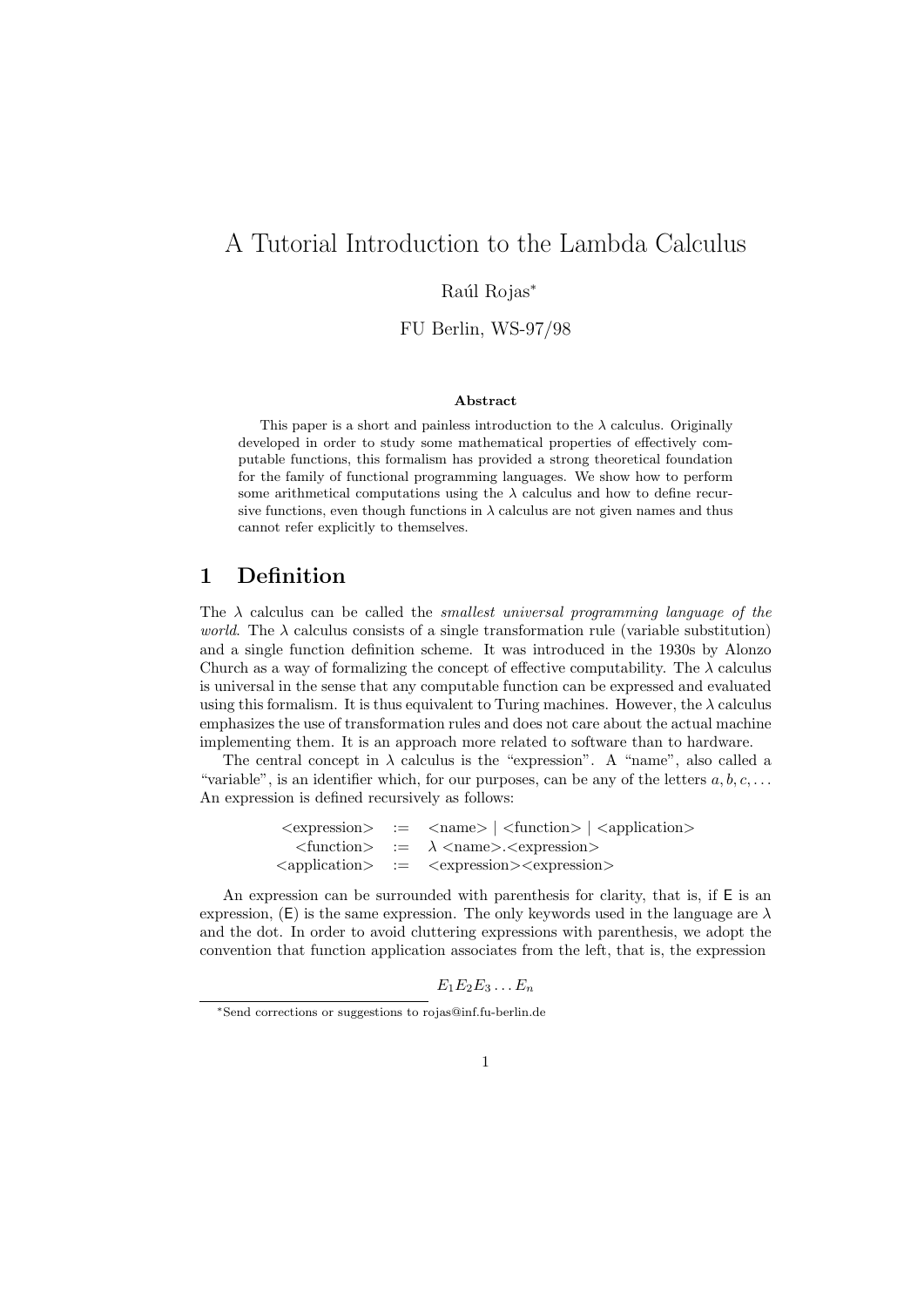# A Tutorial Introduction to the Lambda Calculus

Raúl Rojas[*]

FU Berlin, WS-97/98

**Abstract**

This paper is a short and painless introduction to the $\lambda$ calculus. Originally developed in order to study some mathematical properties of effectively computable functions, this formalism has provided a strong theoretical foundation for the family of functional programming languages. We show how to perform some arithmetical computations using the $\lambda$ calculus and how to define recursive functions, even though functions in $\lambda$ calculus are not given names and thus cannot refer explicitly to themselves.

## 1 Definition

The $\lambda$ calculus can be called the *smallest universal programming language of the world*. The $\lambda$ calculus consists of a single transformation rule (variable substitution) and a single function definition scheme. It was introduced in the 1930s by Alonzo Church as a way of formalizing the concept of effective computability. The $\lambda$ calculus is universal in the sense that any computable function can be expressed and evaluated using this formalism. It is thus equivalent to Turing machines. However, the $\lambda$ calculus emphasizes the use of transformation rules and does not care about the actual machine implementing them. It is an approach more related to software than to hardware.

The central concept in $\lambda$ calculus is the "expression". A "name", also called a "variable", is an identifier which, for our purposes, can be any of the letters $a, b, c, \ldots$ An expression is defined recursively as follows:

$$
\begin{aligned}
\langle\text{expression}\rangle &:= \langle\text{name}\rangle \mid \langle\text{function}\rangle \mid \langle\text{application}\rangle \\
\langle\text{function}\rangle &:= \lambda\ \langle\text{name}\rangle.\langle\text{expression}\rangle \\
\langle\text{application}\rangle &:= \langle\text{expression}\rangle\langle\text{expression}\rangle
\end{aligned}
$$

An expression can be surrounded with parenthesis for clarity, that is, if E is an expression, (E) is the same expression. The only keywords used in the language are $\lambda$ and the dot. In order to avoid cluttering expressions with parenthesis, we adopt the convention that function application associates from the left, that is, the expression

$$E_1 E_2 E_3 \ldots E_n$$

[*]Send corrections or suggestions to rojas@inf.fu-berlin.de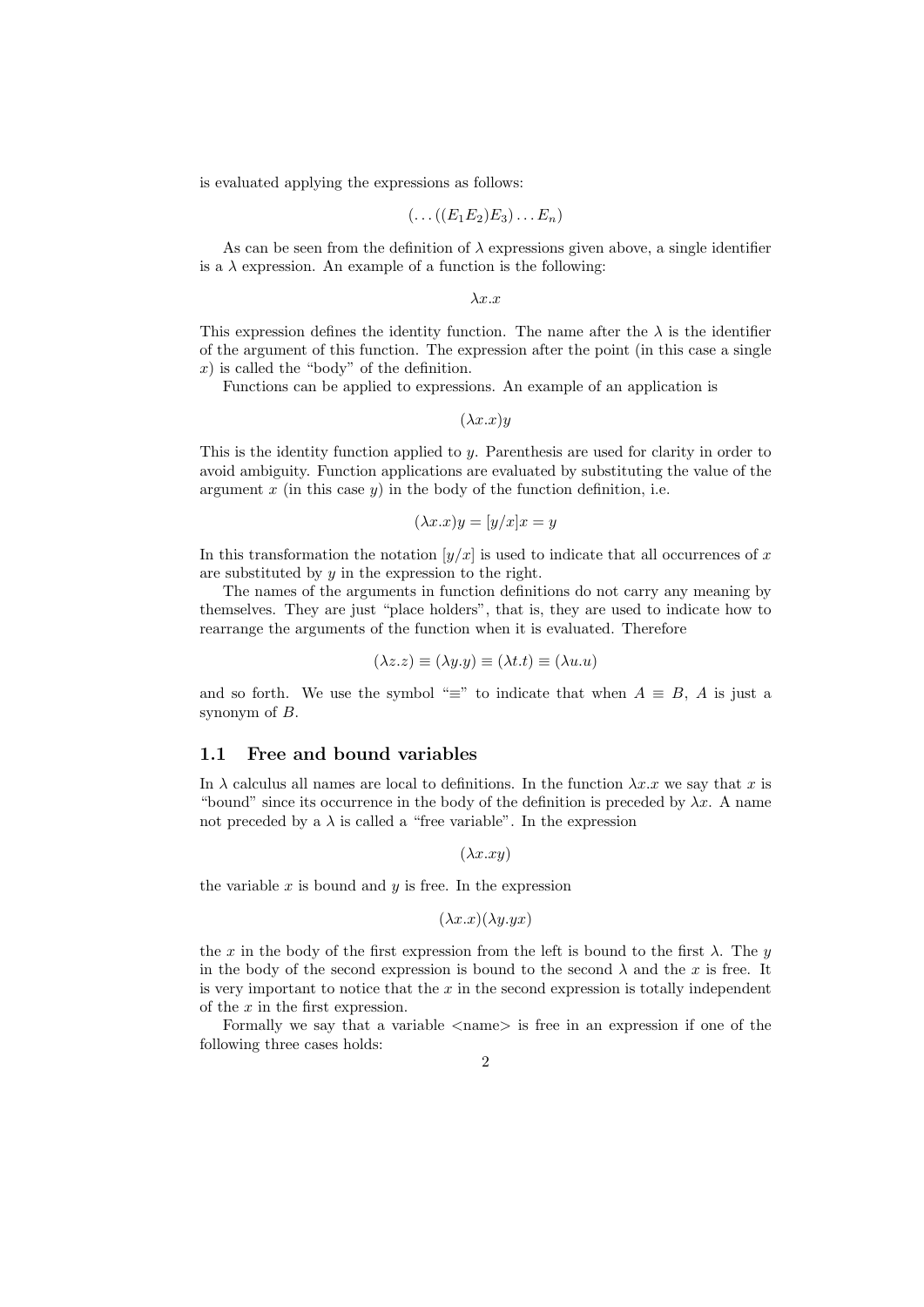is evaluated applying the expressions as follows:

$$(\ldots((E_1 E_2)E_3)\ldots E_n)$$

As can be seen from the definition of $\lambda$ expressions given above, a single identifier is a $\lambda$ expression. An example of a function is the following:

$$\lambda x.x$$

This expression defines the identity function. The name after the $\lambda$ is the identifier of the argument of this function. The expression after the point (in this case a single $x$) is called the "body" of the definition.

Functions can be applied to expressions. An example of an application is

$$(\lambda x.x)y$$

This is the identity function applied to $y$. Parenthesis are used for clarity in order to avoid ambiguity. Function applications are evaluated by substituting the value of the argument $x$ (in this case $y$) in the body of the function definition, i.e.

$$(\lambda x.x)y = [y/x]x = y$$

In this transformation the notation $[y/x]$ is used to indicate that all occurrences of $x$ are substituted by $y$ in the expression to the right.

The names of the arguments in function definitions do not carry any meaning by themselves. They are just "place holders", that is, they are used to indicate how to rearrange the arguments of the function when it is evaluated. Therefore

$$(\lambda z.z) \equiv (\lambda y.y) \equiv (\lambda t.t) \equiv (\lambda u.u)$$

and so forth. We use the symbol "$\equiv$" to indicate that when $A \equiv B$, $A$ is just a synonym of $B$.

## 1.1 Free and bound variables

In $\lambda$ calculus all names are local to definitions. In the function $\lambda x.x$ we say that $x$ is "bound" since its occurrence in the body of the definition is preceded by $\lambda x$. A name not preceded by a $\lambda$ is called a "free variable". In the expression

$$(\lambda x.xy)$$

the variable $x$ is bound and $y$ is free. In the expression

$$(\lambda x.x)(\lambda y.yx)$$

the $x$ in the body of the first expression from the left is bound to the first $\lambda$. The $y$ in the body of the second expression is bound to the second $\lambda$ and the $x$ is free. It is very important to notice that the $x$ in the second expression is totally independent of the $x$ in the first expression.

Formally we say that a variable <name> is free in an expression if one of the following three cases holds: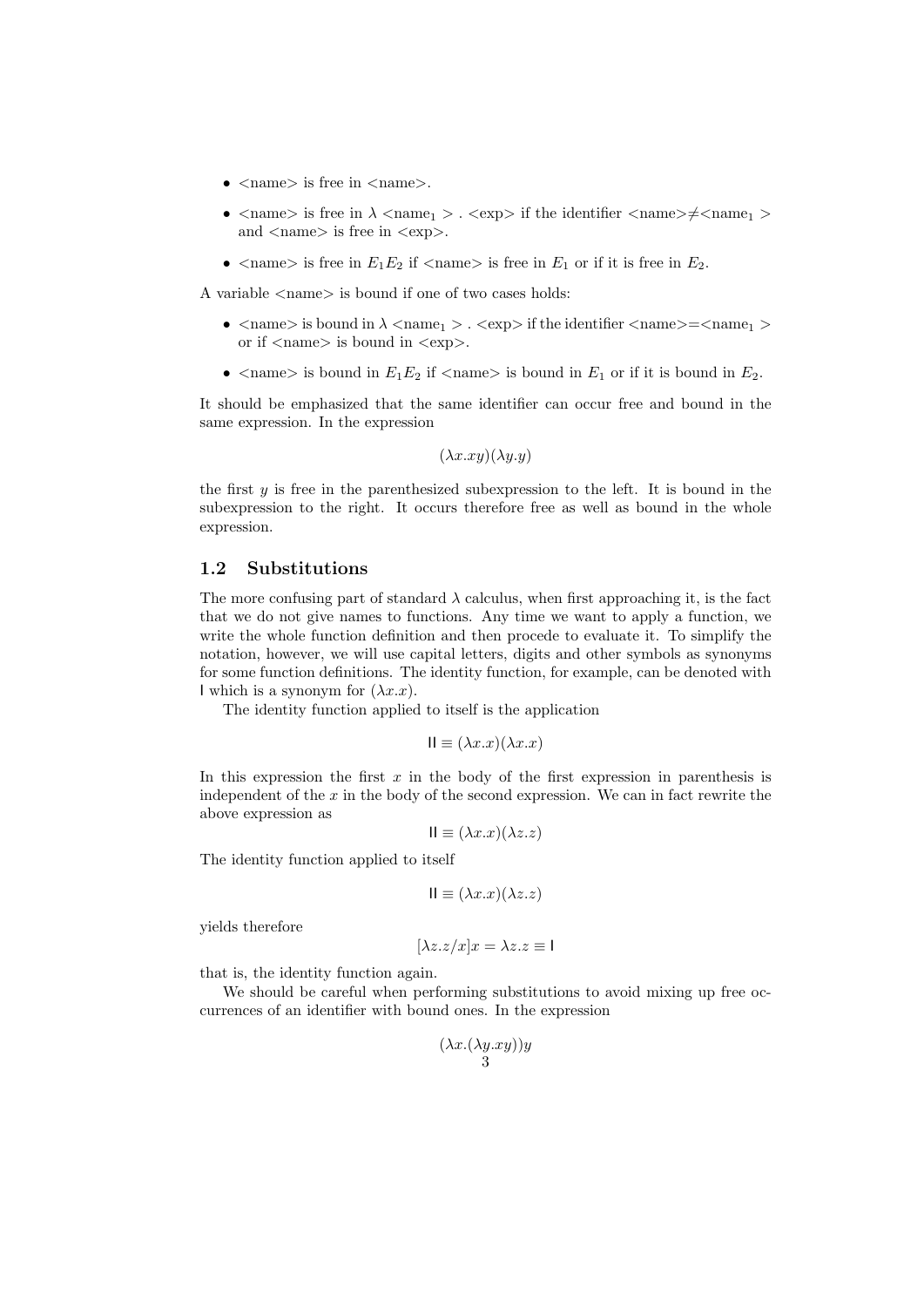- <name> is free in <name>.
- <name> is free in $\lambda$ <name$_1$> . <exp> if the identifier <name>$\neq$<name$_1$> and <name> is free in <exp>.
- <name> is free in $E_1E_2$ if <name> is free in $E_1$ or if it is free in $E_2$.

A variable <name> is bound if one of two cases holds:

- <name> is bound in $\lambda$ <name$_1$> . <exp> if the identifier <name>=<name$_1$> or if <name> is bound in <exp>.
- <name> is bound in $E_1E_2$ if <name> is bound in $E_1$ or if it is bound in $E_2$.

It should be emphasized that the same identifier can occur free and bound in the same expression. In the expression

$$(\lambda x.xy)(\lambda y.y)$$

the first $y$ is free in the parenthesized subexpression to the left. It is bound in the subexpression to the right. It occurs therefore free as well as bound in the whole expression.

### 1.2 Substitutions

The more confusing part of standard $\lambda$ calculus, when first approaching it, is the fact that we do not give names to functions. Any time we want to apply a function, we write the whole function definition and then procede to evaluate it. To simplify the notation, however, we will use capital letters, digits and other symbols as synonyms for some function definitions. The identity function, for example, can be denoted with $\mathsf{I}$ which is a synonym for $(\lambda x.x)$.

The identity function applied to itself is the application

$$\mathsf{II} \equiv (\lambda x.x)(\lambda x.x)$$

In this expression the first $x$ in the body of the first expression in parenthesis is independent of the $x$ in the body of the second expression. We can in fact rewrite the above expression as

$$\mathsf{II} \equiv (\lambda x.x)(\lambda z.z)$$

The identity function applied to itself

$$\mathsf{II} \equiv (\lambda x.x)(\lambda z.z)$$

yields therefore

$$[\lambda z.z/x]x = \lambda z.z \equiv \mathsf{I}$$

that is, the identity function again.

We should be careful when performing substitutions to avoid mixing up free occurrences of an identifier with bound ones. In the expression

$$(\lambda x.(\lambda y.xy))y$$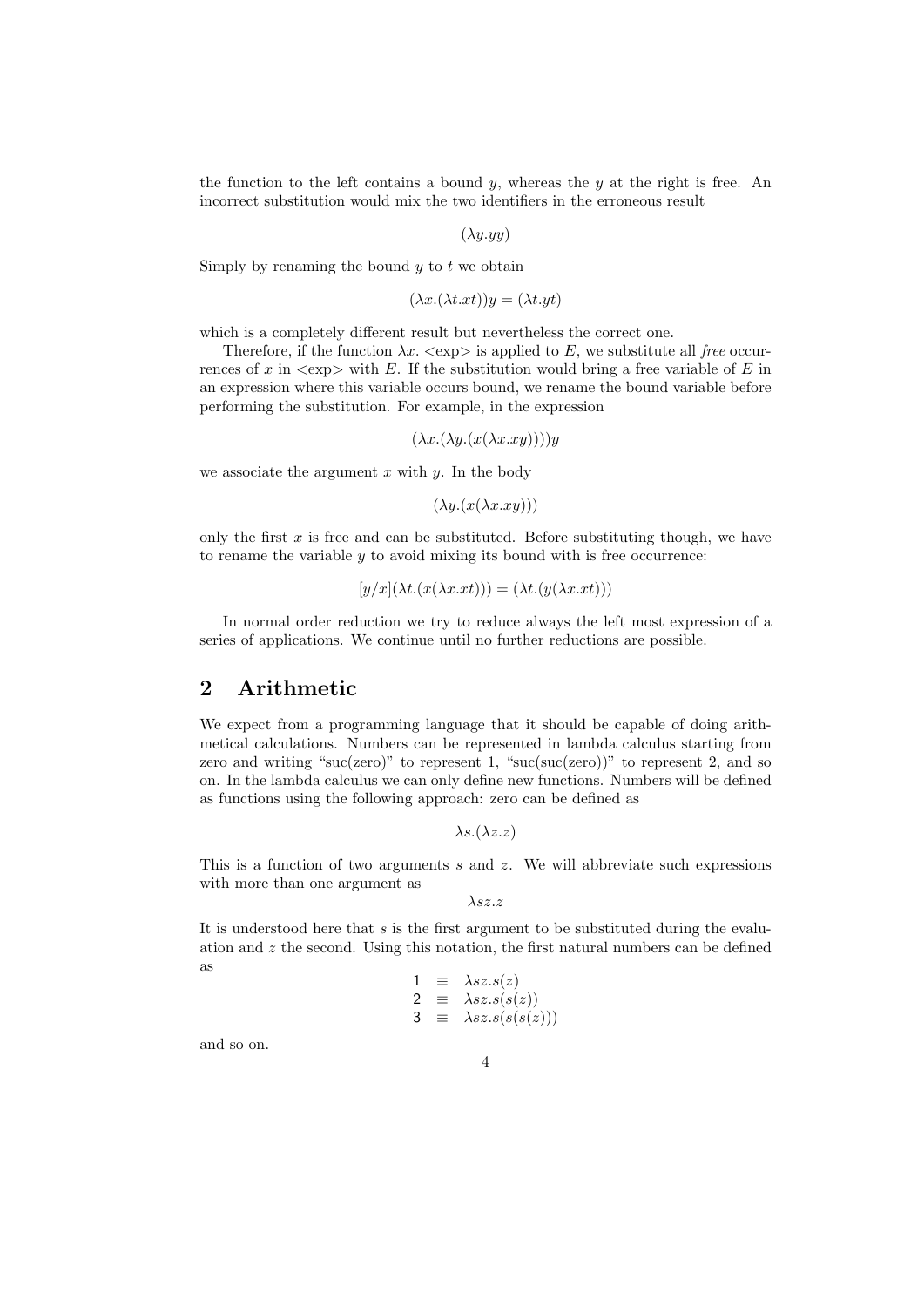the function to the left contains a bound $y$, whereas the $y$ at the right is free. An incorrect substitution would mix the two identifiers in the erroneous result

$$(\lambda y.yy)$$

Simply by renaming the bound $y$ to $t$ we obtain

$$(\lambda x.(\lambda t.xt))y = (\lambda t.yt)$$

which is a completely different result but nevertheless the correct one.

Therefore, if the function $\lambda x.$ <exp> is applied to $E$, we substitute all *free* occurrences of $x$ in <exp> with $E$. If the substitution would bring a free variable of $E$ in an expression where this variable occurs bound, we rename the bound variable before performing the substitution. For example, in the expression

$$(\lambda x.(\lambda y.(x(\lambda x.xy))))y$$

we associate the argument $x$ with $y$. In the body

$$(\lambda y.(x(\lambda x.xy)))$$

only the first $x$ is free and can be substituted. Before substituting though, we have to rename the variable $y$ to avoid mixing its bound with is free occurrence:

$$[y/x](\lambda t.(x(\lambda x.xt))) = (\lambda t.(y(\lambda x.xt)))$$

In normal order reduction we try to reduce always the left most expression of a series of applications. We continue until no further reductions are possible.

## 2 Arithmetic

We expect from a programming language that it should be capable of doing arithmetical calculations. Numbers can be represented in lambda calculus starting from zero and writing "suc(zero)" to represent 1, "suc(suc(zero))" to represent 2, and so on. In the lambda calculus we can only define new functions. Numbers will be defined as functions using the following approach: zero can be defined as

$$\lambda s.(\lambda z.z)$$

This is a function of two arguments $s$ and $z$. We will abbreviate such expressions with more than one argument as

$$\lambda sz.z$$

It is understood here that $s$ is the first argument to be substituted during the evaluation and $z$ the second. Using this notation, the first natural numbers can be defined as

$$\begin{aligned} \mathsf{1} &\equiv \lambda sz.s(z) \\ \mathsf{2} &\equiv \lambda sz.s(s(z)) \\ \mathsf{3} &\equiv \lambda sz.s(s(s(z))) \end{aligned}$$

and so on.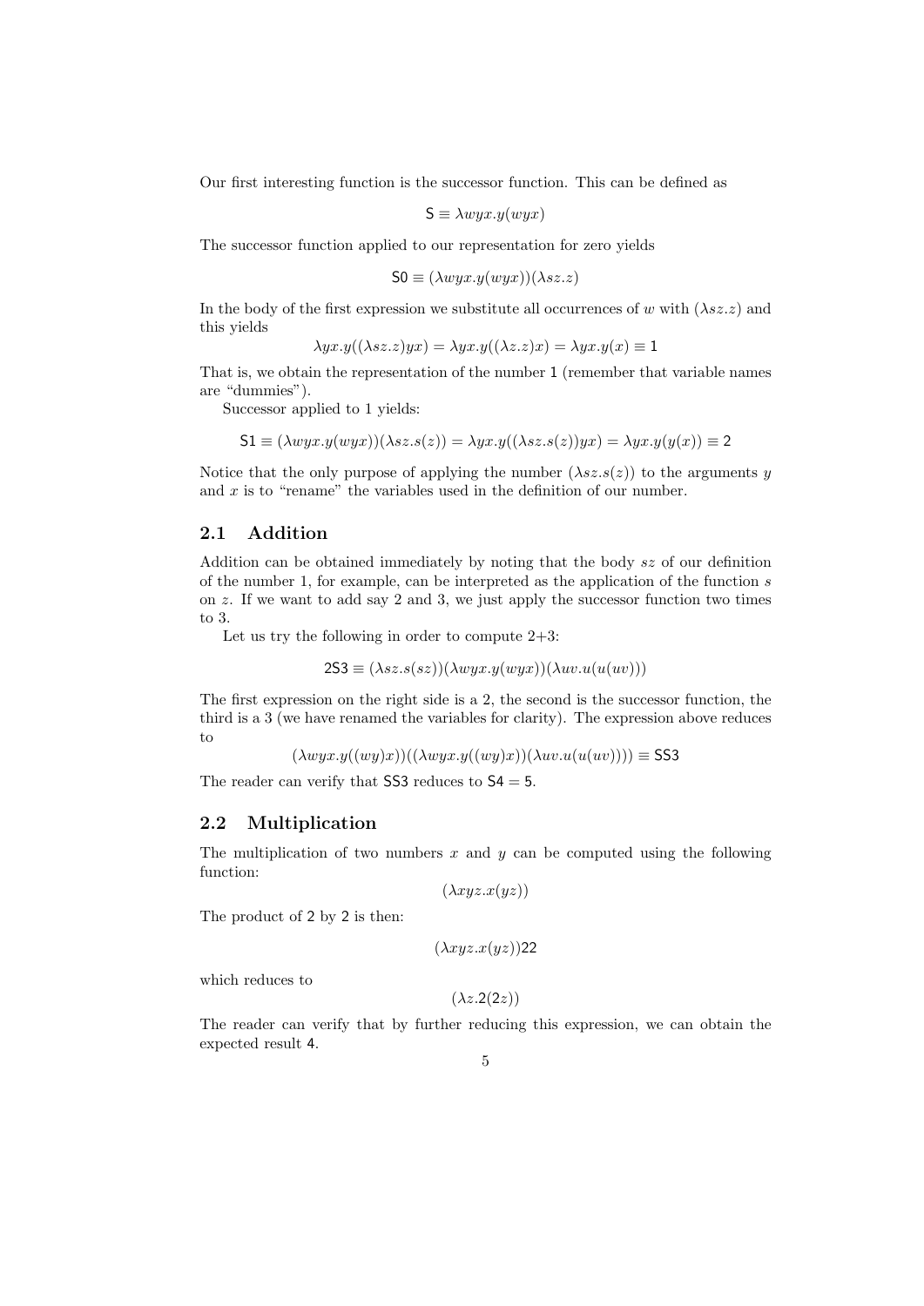Our first interesting function is the successor function. This can be defined as

$$\mathsf{S} \equiv \lambda wyx.y(wyx)$$

The successor function applied to our representation for zero yields

$$\mathsf{S0} \equiv (\lambda wyx.y(wyx))(\lambda sz.z)$$

In the body of the first expression we substitute all occurrences of $w$ with $(\lambda sz.z)$ and this yields

$$\lambda yx.y((\lambda sz.z)yx) = \lambda yx.y((\lambda z.z)x) = \lambda yx.y(x) \equiv \mathsf{1}$$

That is, we obtain the representation of the number $\mathsf{1}$ (remember that variable names are "dummies").

Successor applied to 1 yields:

$$\mathsf{S1} \equiv (\lambda wyx.y(wyx))(\lambda sz.s(z)) = \lambda yx.y((\lambda sz.s(z))yx) = \lambda yx.y(y(x)) \equiv \mathsf{2}$$

Notice that the only purpose of applying the number $(\lambda sz.s(z))$ to the arguments $y$ and $x$ is to "rename" the variables used in the definition of our number.

## 2.1 Addition

Addition can be obtained immediately by noting that the body $sz$ of our definition of the number 1, for example, can be interpreted as the application of the function $s$ on $z$. If we want to add say 2 and 3, we just apply the successor function two times to 3.

Let us try the following in order to compute 2+3:

$$\mathsf{2S3} \equiv (\lambda sz.s(sz))(\lambda wyx.y(wyx))(\lambda uv.u(u(uv)))$$

The first expression on the right side is a 2, the second is the successor function, the third is a 3 (we have renamed the variables for clarity). The expression above reduces to

$$(\lambda wyx.y((wy)x))((\lambda wyx.y((wy)x))(\lambda uv.u(u(uv)))) \equiv \mathsf{SS3}$$

The reader can verify that $\mathsf{SS3}$ reduces to $\mathsf{S4} = \mathsf{5}$.

## 2.2 Multiplication

The multiplication of two numbers $x$ and $y$ can be computed using the following function:

$$(\lambda xyz.x(yz))$$

The product of $\mathsf{2}$ by $\mathsf{2}$ is then:

$$(\lambda xyz.x(yz))\mathsf{22}$$

which reduces to

$$(\lambda z.\mathsf{2}(\mathsf{2}z))$$

The reader can verify that by further reducing this expression, we can obtain the expected result $\mathsf{4}$.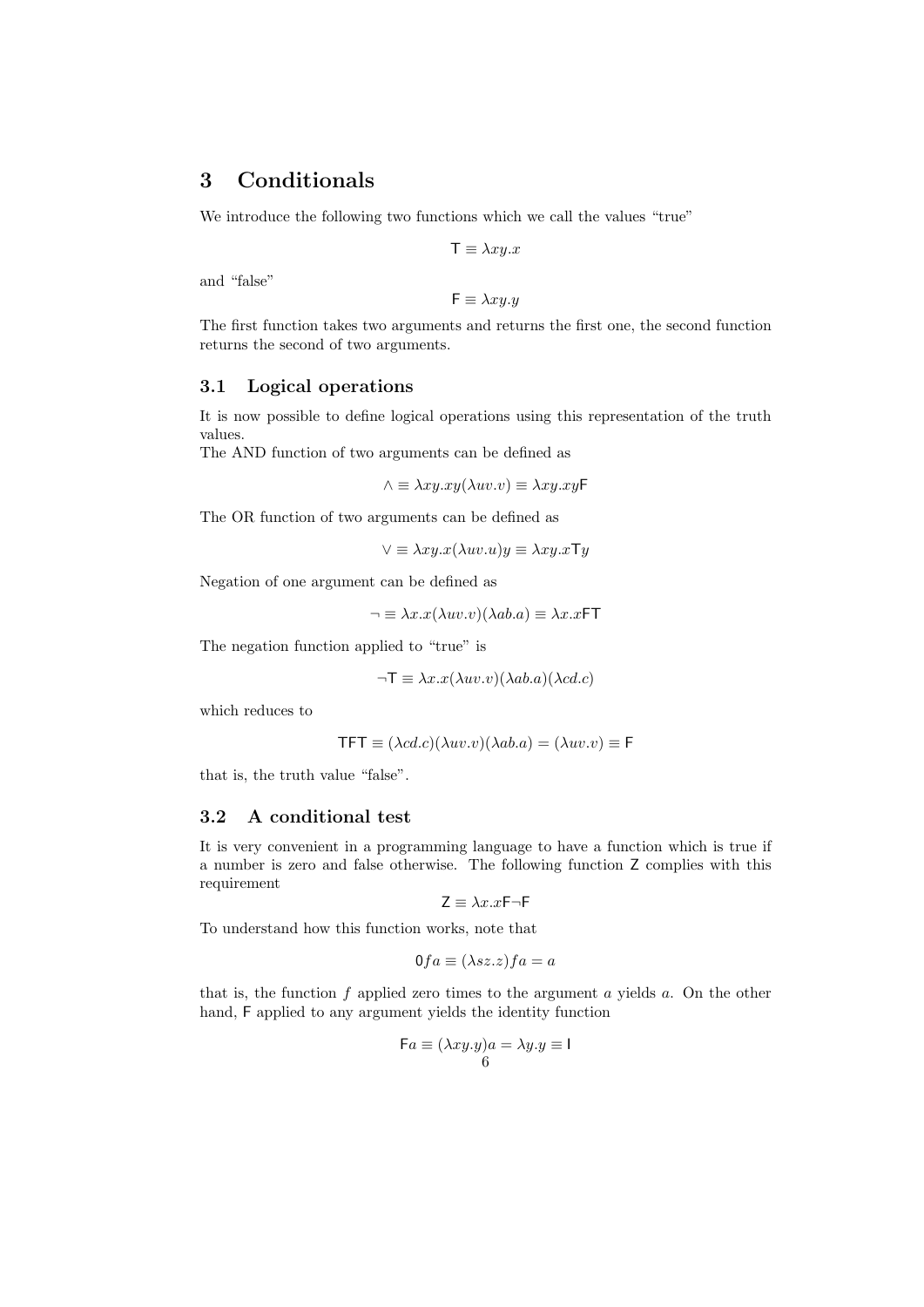## 3 Conditionals

We introduce the following two functions which we call the values "true"

$$\mathsf{T} \equiv \lambda xy.x$$

and "false"

$$\mathsf{F} \equiv \lambda xy.y$$

The first function takes two arguments and returns the first one, the second function returns the second of two arguments.

### 3.1 Logical operations

It is now possible to define logical operations using this representation of the truth values.
The AND function of two arguments can be defined as

$$\wedge \equiv \lambda xy.xy(\lambda uv.v) \equiv \lambda xy.xy\mathsf{F}$$

The OR function of two arguments can be defined as

$$\vee \equiv \lambda xy.x(\lambda uv.u)y \equiv \lambda xy.x\mathsf{T}y$$

Negation of one argument can be defined as

$$\neg \equiv \lambda x.x(\lambda uv.v)(\lambda ab.a) \equiv \lambda x.x\mathsf{F}\mathsf{T}$$

The negation function applied to "true" is

$$\neg\mathsf{T} \equiv \lambda x.x(\lambda uv.v)(\lambda ab.a)(\lambda cd.c)$$

which reduces to

$$\mathsf{T}\mathsf{F}\mathsf{T} \equiv (\lambda cd.c)(\lambda uv.v)(\lambda ab.a) = (\lambda uv.v) \equiv \mathsf{F}$$

that is, the truth value "false".

### 3.2 A conditional test

It is very convenient in a programming language to have a function which is true if a number is zero and false otherwise. The following function $\mathsf{Z}$ complies with this requirement

$$\mathsf{Z} \equiv \lambda x.x\mathsf{F}\neg\mathsf{F}$$

To understand how this function works, note that

$$\mathsf{0}fa \equiv (\lambda sz.z)fa = a$$

that is, the function $f$ applied zero times to the argument $a$ yields $a$. On the other hand, $\mathsf{F}$ applied to any argument yields the identity function

$$\mathsf{F}a \equiv (\lambda xy.y)a = \lambda y.y \equiv \mathsf{I}$$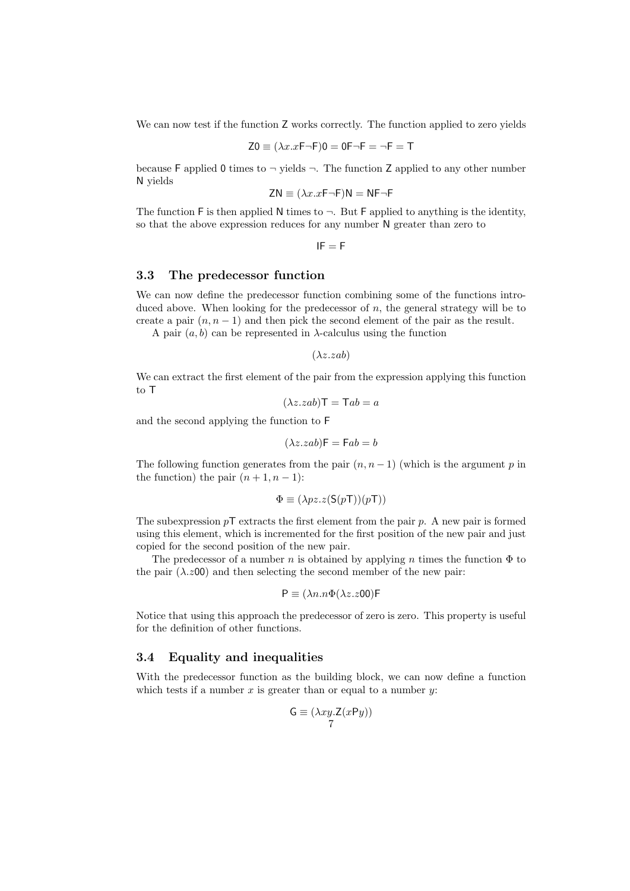We can now test if the function $\mathsf{Z}$ works correctly. The function applied to zero yields

$$\mathsf{Z}0 \equiv (\lambda x.x\mathsf{F}\neg\mathsf{F})0 = 0\mathsf{F}\neg\mathsf{F} = \neg\mathsf{F} = \mathsf{T}$$

because $\mathsf{F}$ applied $0$ times to $\neg$ yields $\neg$. The function $\mathsf{Z}$ applied to any other number $\mathsf{N}$ yields

$$\mathsf{ZN} \equiv (\lambda x.x\mathsf{F}\neg\mathsf{F})\mathsf{N} = \mathsf{NF}\neg\mathsf{F}$$

The function $\mathsf{F}$ is then applied $\mathsf{N}$ times to $\neg$. But $\mathsf{F}$ applied to anything is the identity, so that the above expression reduces for any number $\mathsf{N}$ greater than zero to

$$\mathsf{IF} = \mathsf{F}$$

### 3.3 The predecessor function

We can now define the predecessor function combining some of the functions introduced above. When looking for the predecessor of $n$, the general strategy will be to create a pair $(n, n-1)$ and then pick the second element of the pair as the result.

A pair $(a, b)$ can be represented in $\lambda$-calculus using the function

$$(\lambda z.zab)$$

We can extract the first element of the pair from the expression applying this function to $\mathsf{T}$

$$(\lambda z.zab)\mathsf{T} = \mathsf{T}ab = a$$

and the second applying the function to $\mathsf{F}$

$$(\lambda z.zab)\mathsf{F} = \mathsf{F}ab = b$$

The following function generates from the pair $(n, n-1)$ (which is the argument $p$ in the function) the pair $(n+1, n-1)$:

$$\Phi \equiv (\lambda pz.z(\mathsf{S}(p\mathsf{T}))(p\mathsf{T}))$$

The subexpression $p\mathsf{T}$ extracts the first element from the pair $p$. A new pair is formed using this element, which is incremented for the first position of the new pair and just copied for the second position of the new pair.

The predecessor of a number $n$ is obtained by applying $n$ times the function $\Phi$ to the pair $(\lambda.z00)$ and then selecting the second member of the new pair:

$$\mathsf{P} \equiv (\lambda n.n\Phi(\lambda z.z00)\mathsf{F}$$

Notice that using this approach the predecessor of zero is zero. This property is useful for the definition of other functions.

### 3.4 Equality and inequalities

With the predecessor function as the building block, we can now define a function which tests if a number $x$ is greater than or equal to a number $y$:

$$\mathsf{G} \equiv (\lambda xy.\mathsf{Z}(x\mathsf{P}y))$$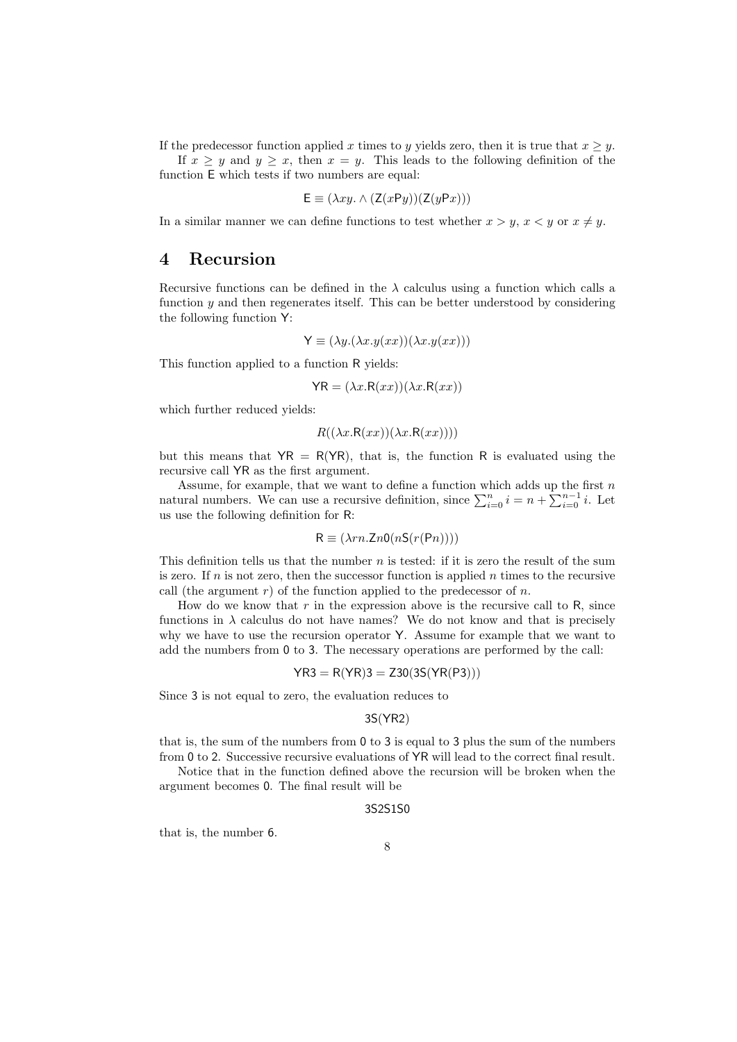If the predecessor function applied $x$ times to $y$ yields zero, then it is true that $x \geq y$.

If $x \geq y$ and $y \geq x$, then $x = y$. This leads to the following definition of the function $\mathsf{E}$ which tests if two numbers are equal:

$$\mathsf{E} \equiv (\lambda xy. \wedge (\mathsf{Z}(x\mathsf{P}y))(\mathsf{Z}(y\mathsf{P}x)))$$

In a similar manner we can define functions to test whether $x > y$, $x < y$ or $x \neq y$.

# 4 Recursion

Recursive functions can be defined in the $\lambda$ calculus using a function which calls a function $y$ and then regenerates itself. This can be better understood by considering the following function $\mathsf{Y}$:

$$\mathsf{Y} \equiv (\lambda y.(\lambda x.y(xx))(\lambda x.y(xx)))$$

This function applied to a function $\mathsf{R}$ yields:

$$\mathsf{YR} = (\lambda x.\mathsf{R}(xx))(\lambda x.\mathsf{R}(xx))$$

which further reduced yields:

$$R((\lambda x.\mathsf{R}(xx))(\lambda x.\mathsf{R}(xx))))$$

but this means that $\mathsf{YR} = \mathsf{R}(\mathsf{YR})$, that is, the function $\mathsf{R}$ is evaluated using the recursive call $\mathsf{YR}$ as the first argument.

Assume, for example, that we want to define a function which adds up the first $n$ natural numbers. We can use a recursive definition, since $\sum_{i=0}^{n} i = n + \sum_{i=0}^{n-1} i$. Let us use the following definition for $\mathsf{R}$:

$$\mathsf{R} \equiv (\lambda rn.\mathsf{Z}n\mathsf{0}(n\mathsf{S}(r(\mathsf{P}n))))$$

This definition tells us that the number $n$ is tested: if it is zero the result of the sum is zero. If $n$ is not zero, then the successor function is applied $n$ times to the recursive call (the argument $r$) of the function applied to the predecessor of $n$.

How do we know that $r$ in the expression above is the recursive call to $\mathsf{R}$, since functions in $\lambda$ calculus do not have names? We do not know and that is precisely why we have to use the recursion operator $\mathsf{Y}$. Assume for example that we want to add the numbers from $\mathsf{0}$ to $\mathsf{3}$. The necessary operations are performed by the call:

$$\mathsf{YR3} = \mathsf{R}(\mathsf{YR})\mathsf{3} = \mathsf{Z30}(\mathsf{3S}(\mathsf{YR}(\mathsf{P3})))$$

Since $\mathsf{3}$ is not equal to zero, the evaluation reduces to

$$\mathsf{3S}(\mathsf{YR2})$$

that is, the sum of the numbers from $\mathsf{0}$ to $\mathsf{3}$ is equal to $\mathsf{3}$ plus the sum of the numbers from $\mathsf{0}$ to $\mathsf{2}$. Successive recursive evaluations of $\mathsf{YR}$ will lead to the correct final result.

Notice that in the function defined above the recursion will be broken when the argument becomes $\mathsf{0}$. The final result will be

$$\mathsf{3S2S1S0}$$

that is, the number $\mathsf{6}$.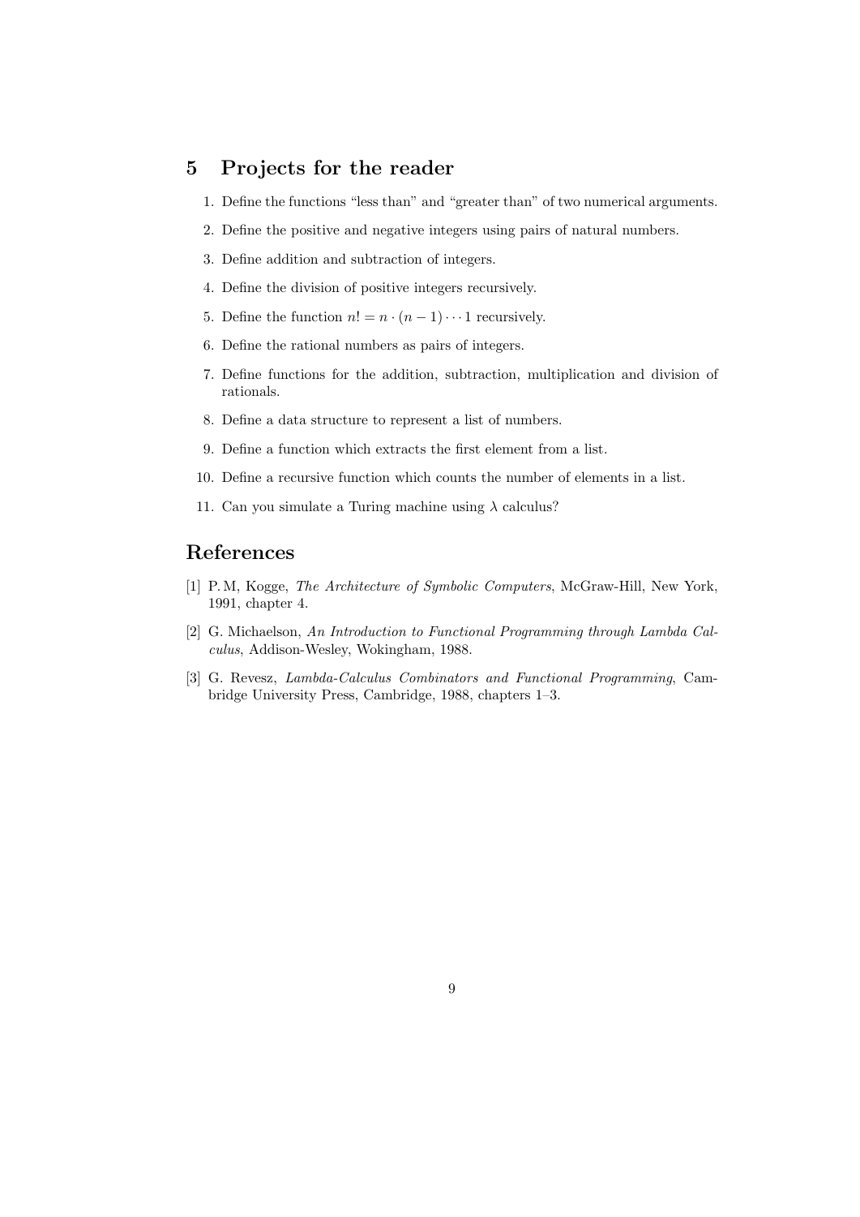## 5 Projects for the reader

1. Define the functions "less than" and "greater than" of two numerical arguments.
2. Define the positive and negative integers using pairs of natural numbers.
3. Define addition and subtraction of integers.
4. Define the division of positive integers recursively.
5. Define the function $n! = n \cdot (n-1) \cdots 1$ recursively.
6. Define the rational numbers as pairs of integers.
7. Define functions for the addition, subtraction, multiplication and division of rationals.
8. Define a data structure to represent a list of numbers.
9. Define a function which extracts the first element from a list.
10. Define a recursive function which counts the number of elements in a list.
11. Can you simulate a Turing machine using $\lambda$ calculus?

## References

[1] P. M, Kogge, *The Architecture of Symbolic Computers*, McGraw-Hill, New York, 1991, chapter 4.

[2] G. Michaelson, *An Introduction to Functional Programming through Lambda Calculus*, Addison-Wesley, Wokingham, 1988.

[3] G. Revesz, *Lambda-Calculus Combinators and Functional Programming*, Cambridge University Press, Cambridge, 1988, chapters 1–3.